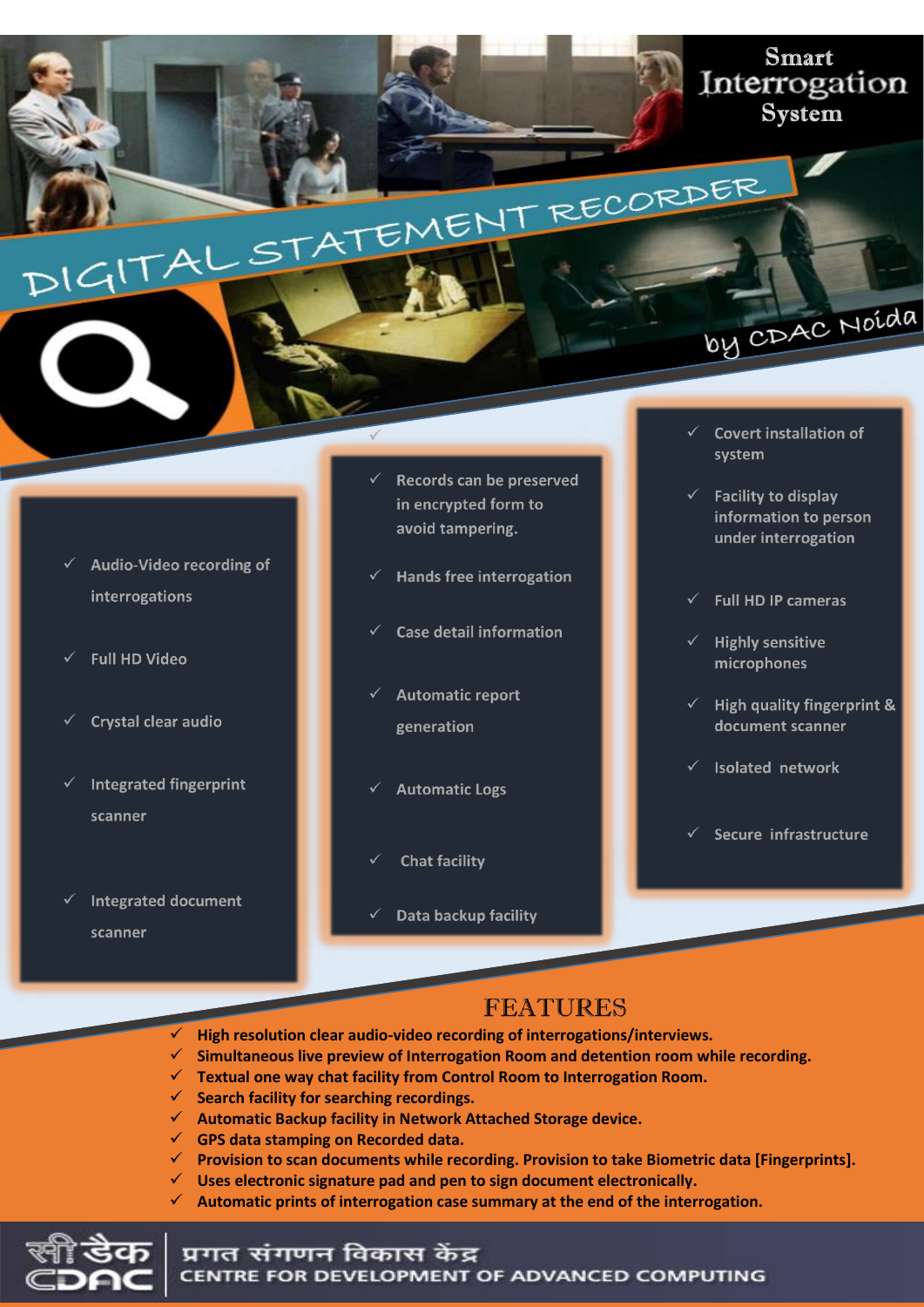# Smart Interrogation System

## DIGITAL STATEMENT RECORDER

by CDAC Noida

- Audio-Video recording of interrogations
- Full HD Video
- Crystal clear audio
- Integrated fingerprint scanner
- Integrated document scanner

- Records can be preserved in encrypted form to avoid tampering.
- Hands free interrogation
- Case detail information
- Automatic report generation
- Automatic Logs
- Chat facility
- Data backup facility

- Covert installation of system
- Facility to display information to person under interrogation
- Full HD IP cameras
- Highly sensitive microphones
- High quality fingerprint & document scanner
- Isolated network
- Secure infrastructure

## FEATURES

- **High resolution clear audio-video recording of interrogations/interviews.**
- **Simultaneous live preview of Interrogation Room and detention room while recording.**
- **Textual one way chat facility from Control Room to Interrogation Room.**
- **Search facility for searching recordings.**
- **Automatic Backup facility in Network Attached Storage device.**
- **GPS data stamping on Recorded data.**
- **Provision to scan documents while recording. Provision to take Biometric data [Fingerprints].**
- **Uses electronic signature pad and pen to sign document electronically.**
- **Automatic prints of interrogation case summary at the end of the interrogation.**

सी डैक CDAC | प्रगत संगणन विकास केंद्र CENTRE FOR DEVELOPMENT OF ADVANCED COMPUTING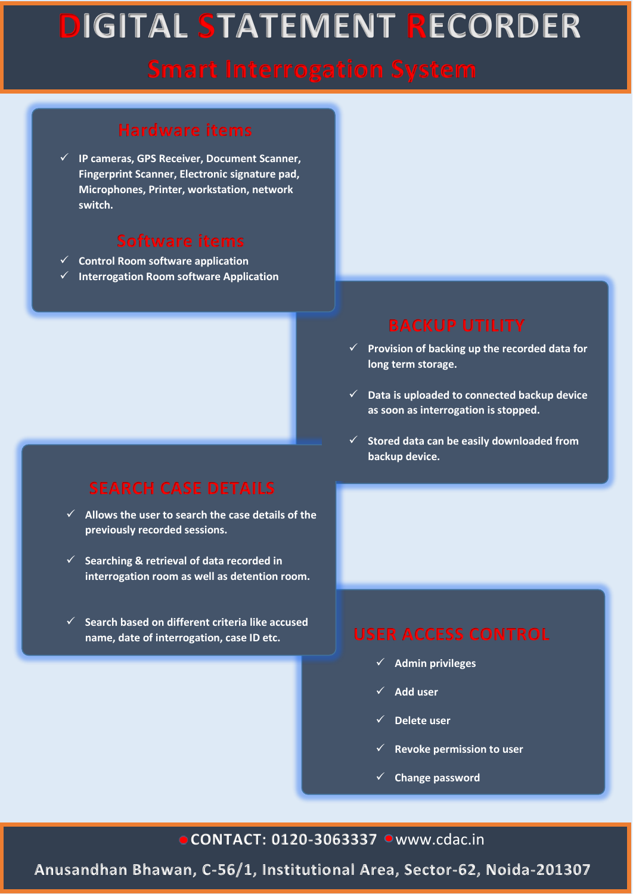# DIGITAL STATEMENT RECORDER

## Smart Interrogation System

### Hardware items

- IP cameras, GPS Receiver, Document Scanner, Fingerprint Scanner, Electronic signature pad, Microphones, Printer, workstation, network switch.

### Software items

- Control Room software application
- Interrogation Room software Application

### BACKUP UTILITY

- Provision of backing up the recorded data for long term storage.
- Data is uploaded to connected backup device as soon as interrogation is stopped.
- Stored data can be easily downloaded from backup device.

### SEARCH CASE DETAILS

- Allows the user to search the case details of the previously recorded sessions.
- Searching & retrieval of data recorded in interrogation room as well as detention room.
- Search based on different criteria like accused name, date of interrogation, case ID etc.

### USER ACCESS CONTROL

- Admin privileges
- Add user
- Delete user
- Revoke permission to user
- Change password

**CONTACT: 0120-3063337** • www.cdac.in

Anusandhan Bhawan, C-56/1, Institutional Area, Sector-62, Noida-201307